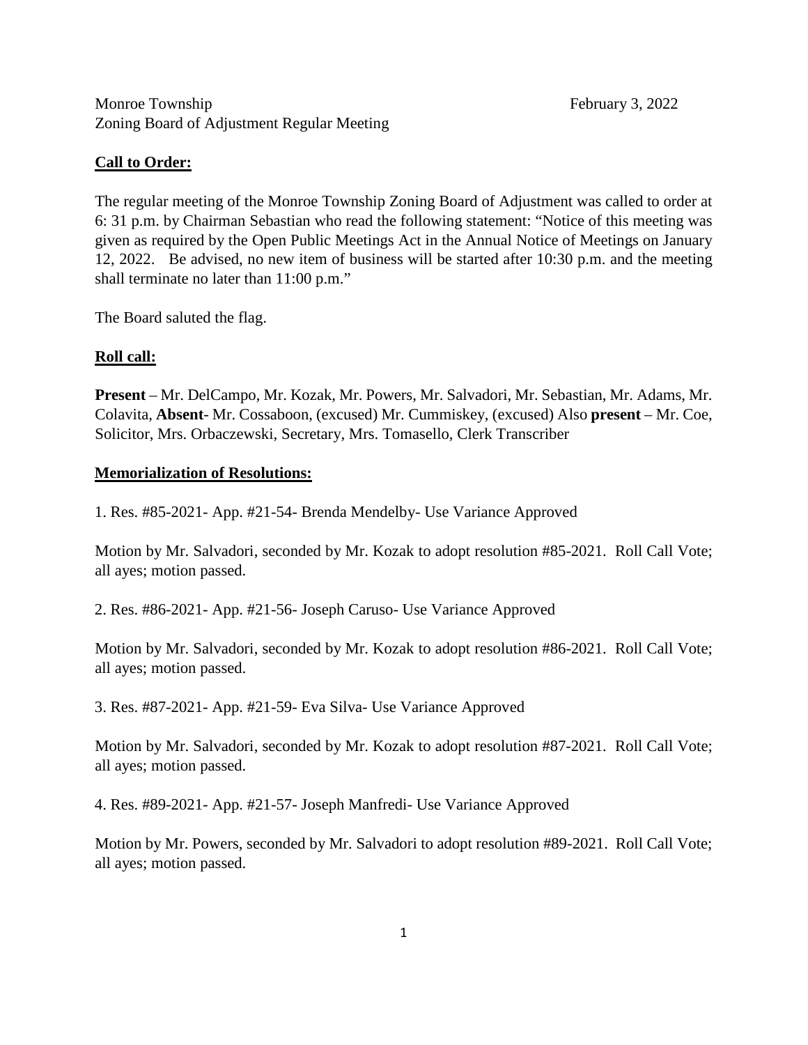Monroe Township February 3, 2022

Zoning Board of Adjustment Regular Meeting

**Call to Order:**

The regular meeting of the Monroe Township Zoning Board of Adjustment was called to order at 6: 31 p.m. by Chairman Sebastian who read the following statement: "Notice of this meeting was given as required by the Open Public Meetings Act in the Annual Notice of Meetings on January 12, 2022. Be advised, no new item of business will be started after 10:30 p.m. and the meeting shall terminate no later than 11:00 p.m."

The Board saluted the flag.

**Roll call:**

**Present** – Mr. DelCampo, Mr. Kozak, Mr. Powers, Mr. Salvadori, Mr. Sebastian, Mr. Adams, Mr. Colavita, **Absent**- Mr. Cossaboon, (excused) Mr. Cummiskey, (excused) Also **present** – Mr. Coe, Solicitor, Mrs. Orbaczewski, Secretary, Mrs. Tomasello, Clerk Transcriber

**Memorialization of Resolutions:**

1. Res. #85-2021- App. #21-54- Brenda Mendelby- Use Variance Approved

Motion by Mr. Salvadori, seconded by Mr. Kozak to adopt resolution #85-2021. Roll Call Vote; all ayes; motion passed.

2. Res. #86-2021- App. #21-56- Joseph Caruso- Use Variance Approved

Motion by Mr. Salvadori, seconded by Mr. Kozak to adopt resolution #86-2021. Roll Call Vote; all ayes; motion passed.

3. Res. #87-2021- App. #21-59- Eva Silva- Use Variance Approved

Motion by Mr. Salvadori, seconded by Mr. Kozak to adopt resolution #87-2021. Roll Call Vote; all ayes; motion passed.

4. Res. #89-2021- App. #21-57- Joseph Manfredi- Use Variance Approved

Motion by Mr. Powers, seconded by Mr. Salvadori to adopt resolution #89-2021. Roll Call Vote; all ayes; motion passed.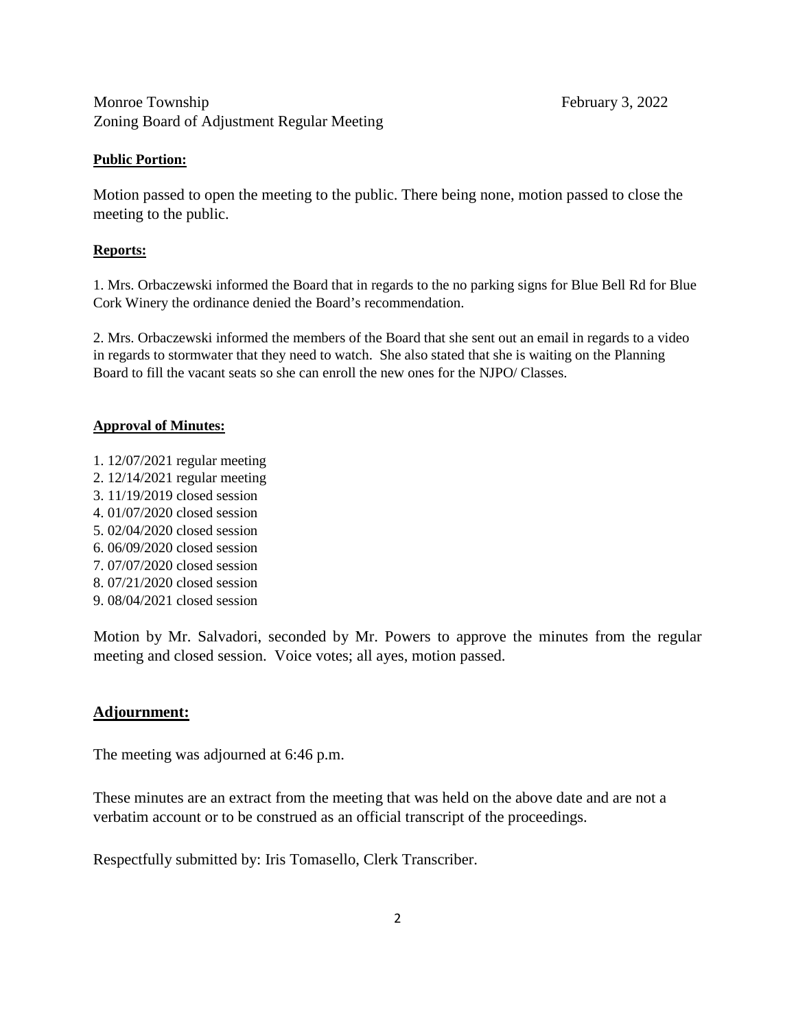Monroe Township February 3, 2022
Zoning Board of Adjustment Regular Meeting

**Public Portion:**

Motion passed to open the meeting to the public. There being none, motion passed to close the meeting to the public.

**Reports:**

1. Mrs. Orbaczewski informed the Board that in regards to the no parking signs for Blue Bell Rd for Blue Cork Winery the ordinance denied the Board's recommendation.

2. Mrs. Orbaczewski informed the members of the Board that she sent out an email in regards to a video in regards to stormwater that they need to watch. She also stated that she is waiting on the Planning Board to fill the vacant seats so she can enroll the new ones for the NJPO/ Classes.

**Approval of Minutes:**

1. 12/07/2021 regular meeting
2. 12/14/2021 regular meeting
3. 11/19/2019 closed session
4. 01/07/2020 closed session
5. 02/04/2020 closed session
6. 06/09/2020 closed session
7. 07/07/2020 closed session
8. 07/21/2020 closed session
9. 08/04/2021 closed session

Motion by Mr. Salvadori, seconded by Mr. Powers to approve the minutes from the regular meeting and closed session. Voice votes; all ayes, motion passed.

**Adjournment:**

The meeting was adjourned at 6:46 p.m.

These minutes are an extract from the meeting that was held on the above date and are not a verbatim account or to be construed as an official transcript of the proceedings.

Respectfully submitted by: Iris Tomasello, Clerk Transcriber.